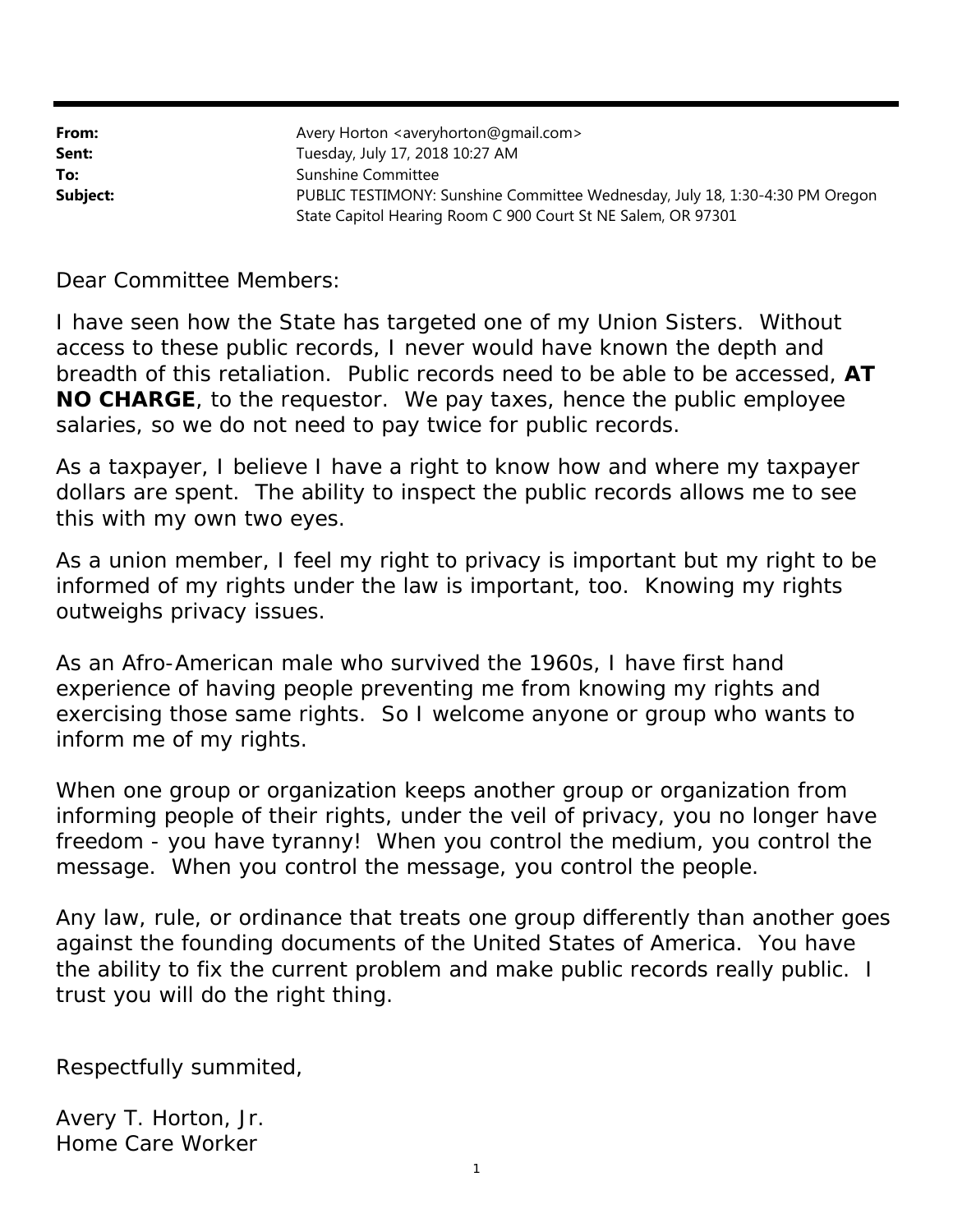| | |
|---|---|
| **From:** | Avery Horton <averyhorton@gmail.com> |
| **Sent:** | Tuesday, July 17, 2018 10:27 AM |
| **To:** | Sunshine Committee |
| **Subject:** | PUBLIC TESTIMONY: Sunshine Committee Wednesday, July 18, 1:30-4:30 PM Oregon State Capitol Hearing Room C 900 Court St NE Salem, OR 97301 |

Dear Committee Members:

I have seen how the State has targeted one of my Union Sisters.  Without access to these public records, I never would have known the depth and breadth of this retaliation.  Public records need to be able to be accessed, **AT NO CHARGE**, to the requestor.  We pay taxes, hence the public employee salaries, so we do not need to pay twice for public records.

As a taxpayer, I believe I have a right to know how and where my taxpayer dollars are spent.  The ability to inspect the public records allows me to see this with my own two eyes.

As a union member, I feel my right to privacy is important but my right to be informed of my rights under the law is important, too.  Knowing my rights outweighs privacy issues.

As an Afro-American male who survived the 1960s, I have first hand experience of having people preventing me from knowing my rights and exercising those same rights.  So I welcome anyone or group who wants to inform me of my rights.

When one group or organization keeps another group or organization from informing people of their rights, under the veil of privacy, you no longer have freedom - you have tyranny!  When you control the medium, you control the message.  When you control the message, you control the people.

Any law, rule, or ordinance that treats one group differently than another goes against the founding documents of the United States of America.  You have the ability to fix the current problem and make public records really public.  I trust you will do the right thing.

Respectfully summited,

Avery T. Horton, Jr.
Home Care Worker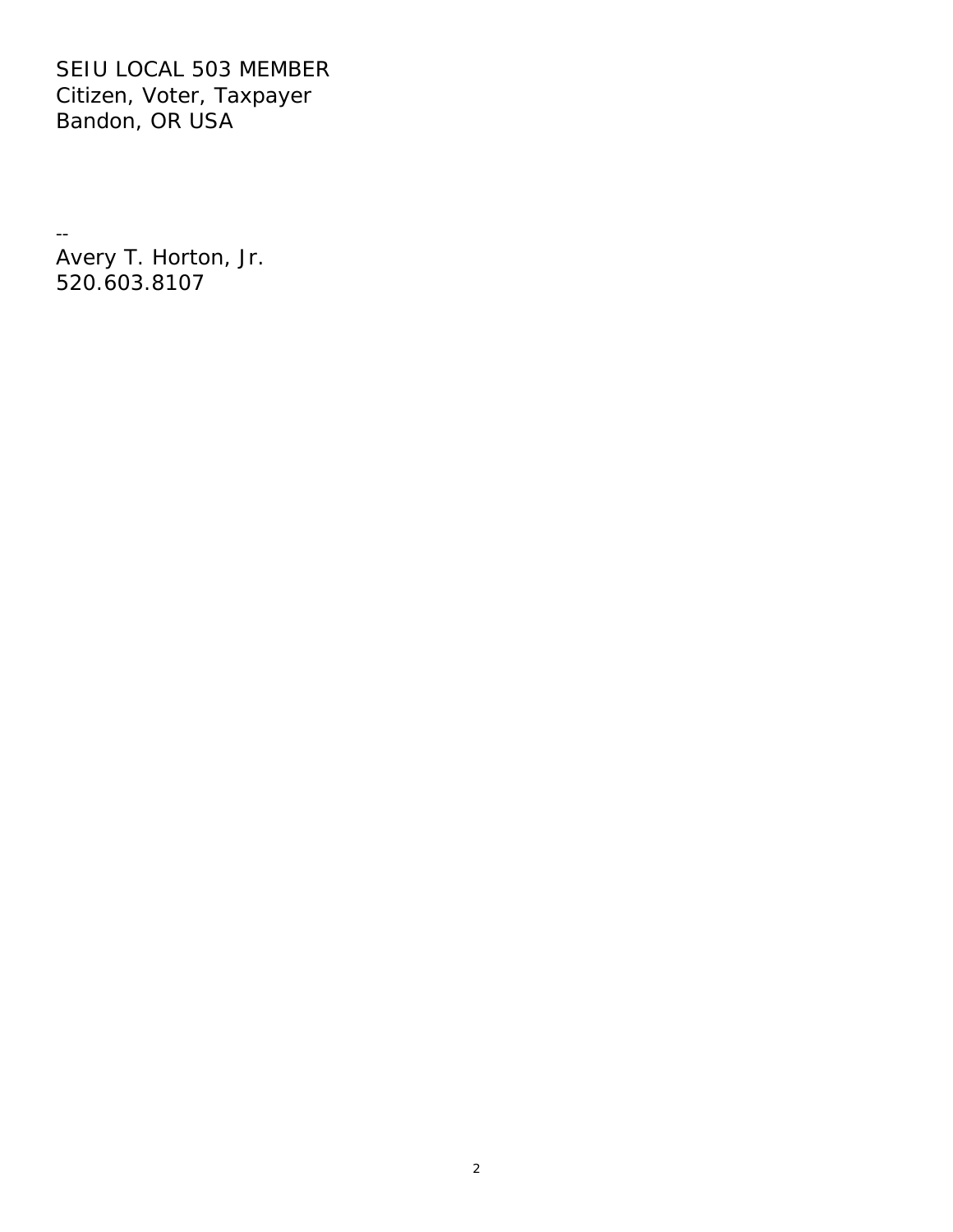SEIU LOCAL 503 MEMBER  
Citizen, Voter, Taxpayer  
Bandon, OR USA

--  
Avery T. Horton, Jr.  
520.603.8107